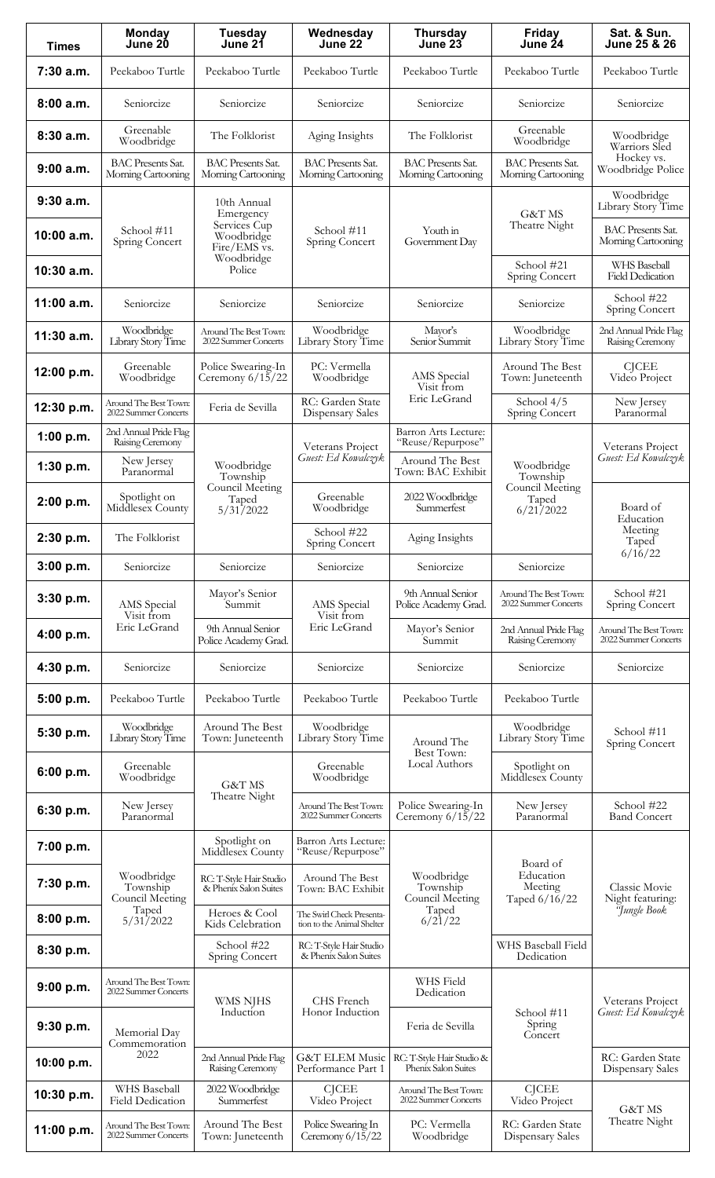| Times | Monday June 20 | Tuesday June 21 | Wednesday June 22 | Thursday June 23 | Friday June 24 | Sat. & Sun. June 25 & 26 |
|---|---|---|---|---|---|---|
| 7:30 a.m. | Peekaboo Turtle | Peekaboo Turtle | Peekaboo Turtle | Peekaboo Turtle | Peekaboo Turtle | Peekaboo Turtle |
| 8:00 a.m. | Seniorcize | Seniorcize | Seniorcize | Seniorcize | Seniorcize | Seniorcize |
| 8:30 a.m. | Greenable Woodbridge | The Folklorist | Aging Insights | The Folklorist | Greenable Woodbridge | Woodbridge Warriors Sled Hockey vs. Woodbridge Police |
| 9:00 a.m. | BAC Presents Sat. Morning Cartooning | BAC Presents Sat. Morning Cartooning | BAC Presents Sat. Morning Cartooning | BAC Presents Sat. Morning Cartooning | BAC Presents Sat. Morning Cartooning | |
| 9:30 a.m. | School #11 Spring Concert | 10th Annual Emergency Services Cup Woodbridge Fire/EMS vs. Woodbridge Police | School #11 Spring Concert | Youth in Government Day | G&T MS Theatre Night | Woodbridge Library Story Time |
| 10:00 a.m. | | | | | | BAC Presents Sat. Morning Cartooning |
| 10:30 a.m. | | | | | School #21 Spring Concert | WHS Baseball Field Dedication |
| 11:00 a.m. | Seniorcize | Seniorcize | Seniorcize | Seniorcize | Seniorcize | School #22 Spring Concert |
| 11:30 a.m. | Woodbridge Library Story Time | Around The Best Town: 2022 Summer Concerts | Woodbridge Library Story Time | Mayor's Senior Summit | Woodbridge Library Story Time | 2nd Annual Pride Flag Raising Ceremony |
| 12:00 p.m. | Greenable Woodbridge | Police Swearing-In Ceremony 6/15/22 | PC: Vermella Woodbridge | AMS Special Visit from Eric LeGrand | Around The Best Town: Juneteenth | CJCEE Video Project |
| 12:30 p.m. | Around The Best Town: 2022 Summer Concerts | Feria de Sevilla | RC: Garden State Dispensary Sales | | School 4/5 Spring Concert | New Jersey Paranormal |
| 1:00 p.m. | 2nd Annual Pride Flag Raising Ceremony | Woodbridge Township Council Meeting Taped 5/31/2022 | Veterans Project *Guest: Ed Kowalczyk* | Barron Arts Lecture: "Reuse/Repurpose" | Woodbridge Township Council Meeting Taped 6/21/2022 | Veterans Project *Guest: Ed Kowalczyk* |
| 1:30 p.m. | New Jersey Paranormal | | | Around The Best Town: BAC Exhibit | | |
| 2:00 p.m. | Spotlight on Middlesex County | | Greenable Woodbridge | 2022 Woodbridge Summerfest | | Board of Education Meeting Taped 6/16/22 |
| 2:30 p.m. | The Folklorist | | School #22 Spring Concert | Aging Insights | | |
| 3:00 p.m. | Seniorcize | Seniorcize | Seniorcize | Seniorcize | Seniorcize | |
| 3:30 p.m. | AMS Special Visit from Eric LeGrand | Mayor's Senior Summit | AMS Special Visit from Eric LeGrand | 9th Annual Senior Police Academy Grad. | Around The Best Town: 2022 Summer Concerts | School #21 Spring Concert |
| 4:00 p.m. | | 9th Annual Senior Police Academy Grad. | | Mayor's Senior Summit | 2nd Annual Pride Flag Raising Ceremony | Around The Best Town: 2022 Summer Concerts |
| 4:30 p.m. | Seniorcize | Seniorcize | Seniorcize | Seniorcize | Seniorcize | Seniorcize |
| 5:00 p.m. | Peekaboo Turtle | Peekaboo Turtle | Peekaboo Turtle | Peekaboo Turtle | Peekaboo Turtle | School #11 Spring Concert |
| 5:30 p.m. | Woodbridge Library Story Time | Around The Best Town: Juneteenth | Woodbridge Library Story Time | Around The Best Town: Local Authors | Woodbridge Library Story Time | |
| 6:00 p.m. | Greenable Woodbridge | G&T MS Theatre Night | Greenable Woodbridge | | Spotlight on Middlesex County | |
| 6:30 p.m. | New Jersey Paranormal | | Around The Best Town: 2022 Summer Concerts | Police Swearing-In Ceremony 6/15/22 | New Jersey Paranormal | School #22 Band Concert |
| 7:00 p.m. | Woodbridge Township Council Meeting Taped 5/31/2022 | Spotlight on Middlesex County | Barron Arts Lecture: "Reuse/Repurpose" | Woodbridge Township Council Meeting Taped 6/21/22 | Board of Education Meeting Taped 6/16/22 | Classic Movie Night featuring: *"Jungle Book* |
| 7:30 p.m. | | RC: T-Style Hair Studio & Phenix Salon Suites | Around The Best Town: BAC Exhibit | | | |
| 8:00 p.m. | | Heroes & Cool Kids Celebration | The Swirl Check Presentation to the Animal Shelter | | | |
| 8:30 p.m. | | School #22 Spring Concert | RC: T-Style Hair Studio & Phenix Salon Suites | | WHS Baseball Field Dedication | |
| 9:00 p.m. | Around The Best Town: 2022 Summer Concerts | WMS NJHS Induction | CHS French Honor Induction | WHS Field Dedication | School #11 Spring Concert | Veterans Project *Guest: Ed Kowalczyk* |
| 9:30 p.m. | Memorial Day Commemoration 2022 | | | Feria de Sevilla | | |
| 10:00 p.m. | | 2nd Annual Pride Flag Raising Ceremony | G&T ELEM Music Performance Part 1 | RC: T-Style Hair Studio & Phenix Salon Suites | | RC: Garden State Dispensary Sales |
| 10:30 p.m. | WHS Baseball Field Dedication | 2022 Woodbridge Summerfest | CJCEE Video Project | Around The Best Town: 2022 Summer Concerts | CJCEE Video Project | G&T MS Theatre Night |
| 11:00 p.m. | Around The Best Town: 2022 Summer Concerts | Around The Best Town: Juneteenth | Police Swearing In Ceremony 6/15/22 | PC: Vermella Woodbridge | RC: Garden State Dispensary Sales | |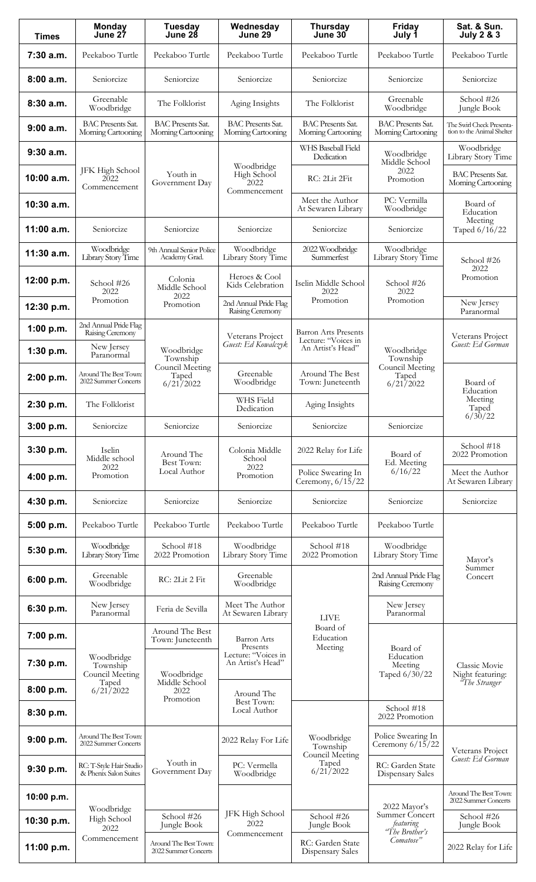| Times | Monday June 27 | Tuesday June 28 | Wednesday June 29 | Thursday June 30 | Friday July 1 | Sat. & Sun. July 2 & 3 |
|---|---|---|---|---|---|---|
| 7:30 a.m. | Peekaboo Turtle | Peekaboo Turtle | Peekaboo Turtle | Peekaboo Turtle | Peekaboo Turtle | Peekaboo Turtle |
| 8:00 a.m. | Seniorcize | Seniorcize | Seniorcize | Seniorcize | Seniorcize | Seniorcize |
| 8:30 a.m. | Greenable Woodbridge | The Folklorist | Aging Insights | The Folklorist | Greenable Woodbridge | School #26 Jungle Book |
| 9:00 a.m. | BAC Presents Sat. Morning Cartooning | BAC Presents Sat. Morning Cartooning | BAC Presents Sat. Morning Cartooning | BAC Presents Sat. Morning Cartooning | BAC Presents Sat. Morning Cartooning | The Swirl Check Presentation to the Animal Shelter |
| 9:30 a.m. | JFK High School 2022 Commencement | Youth in Government Day | Woodbridge High School 2022 Commencement | WHS Baseball Field Dedication | Woodbridge Middle School 2022 Promotion | Woodbridge Library Story Time |
| 10:00 a.m. | | | | RC: 2Lit 2Fit | | BAC Presents Sat. Morning Cartooning |
| 10:30 a.m. | | | | Meet the Author At Sewaren Library | PC: Vermilla Woodbridge | Board of Education Meeting Taped 6/16/22 |
| 11:00 a.m. | Seniorcize | Seniorcize | Seniorcize | Seniorcize | Seniorcize | |
| 11:30 a.m. | Woodbridge Library Story Time | 9th Annual Senior Police Academy Grad. | Woodbridge Library Story Time | 2022 Woodbridge Summerfest | Woodbridge Library Story Time | School #26 2022 Promotion |
| 12:00 p.m. | School #26 2022 Promotion | Colonia Middle School 2022 Promotion | Heroes & Cool Kids Celebration | Iselin Middle School 2022 Promotion | School #26 2022 Promotion | |
| 12:30 p.m. | | | 2nd Annual Pride Flag Raising Ceremony | | | New Jersey Paranormal |
| 1:00 p.m. | 2nd Annual Pride Flag Raising Ceremony | Woodbridge Township Council Meeting Taped 6/21/2022 | Veterans Project *Guest: Ed Kowalczyk* | Barron Arts Presents Lecture: "Voices in An Artist's Head" | Woodbridge Township Council Meeting Taped 6/21/2022 | Veterans Project *Guest: Ed Gorman* |
| 1:30 p.m. | New Jersey Paranormal | | | | | |
| 2:00 p.m. | Around The Best Town: 2022 Summer Concerts | | Greenable Woodbridge | Around The Best Town: Juneteenth | | Board of Education Meeting Taped 6/30/22 |
| 2:30 p.m. | The Folklorist | | WHS Field Dedication | Aging Insights | | |
| 3:00 p.m. | Seniorcize | Seniorcize | Seniorcize | Seniorcize | Seniorcize | |
| 3:30 p.m. | Iselin Middle school 2022 Promotion | Around The Best Town: Local Author | Colonia Middle School 2022 Promotion | 2022 Relay for Life | Board of Ed. Meeting 6/16/22 | School #18 2022 Promotion |
| 4:00 p.m. | | | | Police Swearing In Ceremony, 6/15/22 | | Meet the Author At Sewaren Library |
| 4:30 p.m. | Seniorcize | Seniorcize | Seniorcize | Seniorcize | Seniorcize | Seniorcize |
| 5:00 p.m. | Peekaboo Turtle | Peekaboo Turtle | Peekaboo Turtle | Peekaboo Turtle | Peekaboo Turtle | Mayor's Summer Concert |
| 5:30 p.m. | Woodbridge Library Story Time | School #18 2022 Promotion | Woodbridge Library Story Time | School #18 2022 Promotion | Woodbridge Library Story Time | |
| 6:00 p.m. | Greenable Woodbridge | RC: 2Lit 2 Fit | Greenable Woodbridge | LIVE Board of Education Meeting | 2nd Annual Pride Flag Raising Ceremony | |
| 6:30 p.m. | New Jersey Paranormal | Feria de Sevilla | Meet The Author At Sewaren Library | | New Jersey Paranormal | |
| 7:00 p.m. | Woodbridge Township Council Meeting Taped 6/21/2022 | Around The Best Town: Juneteenth | Barron Arts Presents Lecture: "Voices in An Artist's Head" | | Board of Education Meeting Taped 6/30/22 | Classic Movie Night featuring: *"The Stranger"* |
| 7:30 p.m. | | Woodbridge Middle School 2022 Promotion | | | | |
| 8:00 p.m. | | | Around The Best Town: Local Author | | | |
| 8:30 p.m. | | | | Woodbridge Township Council Meeting Taped 6/21/2022 | School #18 2022 Promotion | |
| 9:00 p.m. | Around The Best Town: 2022 Summer Concerts | Youth in Government Day | 2022 Relay For Life | | Police Swearing In Ceremony 6/15/22 | Veterans Project *Guest: Ed Gorman* |
| 9:30 p.m. | RC: T-Style Hair Studio & Phenix Salon Suites | | PC: Vermella Woodbridge | | RC: Garden State Dispensary Sales | |
| 10:00 p.m. | Woodbridge High School 2022 Commencement | | JFK High School 2022 Commencement | | 2022 Mayor's Summer Concert *featuring "The Brother's Comatose"* | Around The Best Town: 2022 Summer Concerts |
| 10:30 p.m. | | School #26 Jungle Book | | School #26 Jungle Book | | School #26 Jungle Book |
| 11:00 p.m. | | Around The Best Town: 2022 Summer Concerts | | RC: Garden State Dispensary Sales | | 2022 Relay for Life |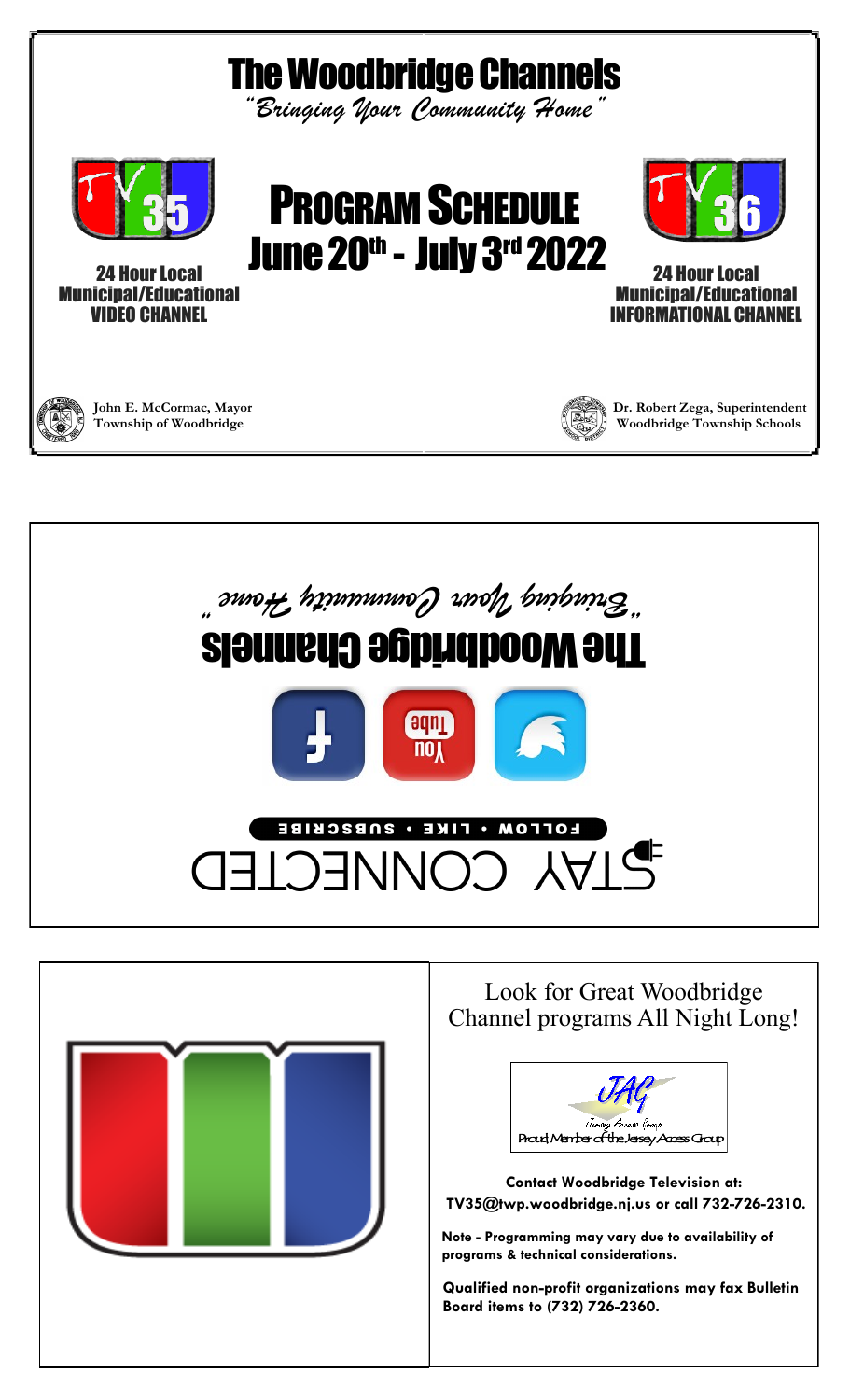# The Woodbridge Channels

*"Bringing Your Community Home"*

## PROGRAM SCHEDULE

## June 20th - July 3rd 2022

24 Hour Local Municipal/Educational VIDEO CHANNEL

24 Hour Local Municipal/Educational INFORMATIONAL CHANNEL

**John E. McCormac, Mayor**
**Township of Woodbridge**

**Dr. Robert Zega, Superintendent**
**Woodbridge Township Schools**

*"Bringing Your Community Home"*

# The Woodbridge Channels

FOLLOW • LIKE • SUBSCRIBE

STAY CONNECTED

Look for Great Woodbridge Channel programs All Night Long!

JAG
Jersey Access Group
Proud Member of the Jersey Access Group

**Contact Woodbridge Television at: TV35@twp.woodbridge.nj.us or call 732-726-2310.**

**Note - Programming may vary due to availability of programs & technical considerations.**

**Qualified non-profit organizations may fax Bulletin Board items to (732) 726-2360.**